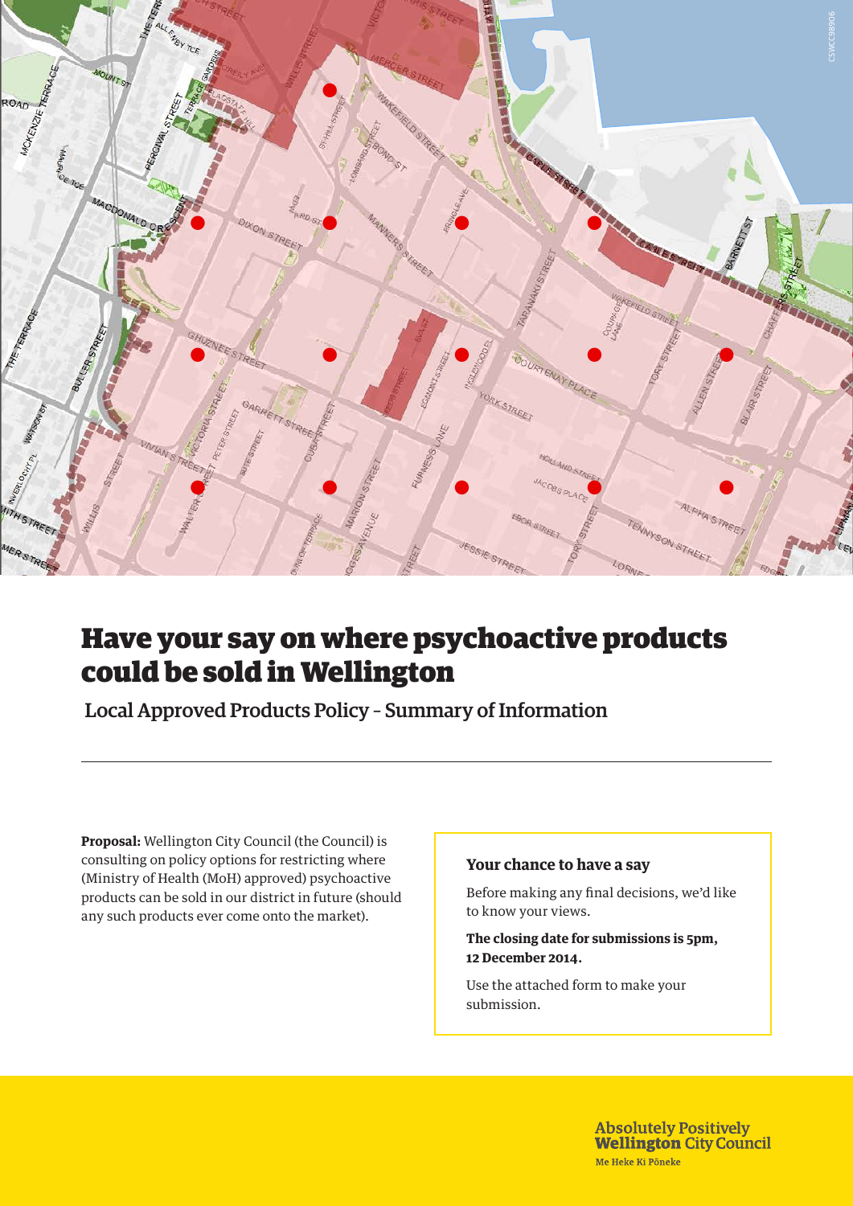# Have your say on where psychoactive products could be sold in Wellington

## Local Approved Products Policy – Summary of Information

**Proposal:** Wellington City Council (the Council) is consulting on policy options for restricting where (Ministry of Health (MoH) approved) psychoactive products can be sold in our district in future (should any such products ever come onto the market).

### Your chance to have a say

Before making any final decisions, we'd like to know your views.

**The closing date for submissions is 5pm, 12 December 2014.**

Use the attached form to make your submission.

Absolutely Positively **Wellington** City Council

Me Heke Ki Pōneke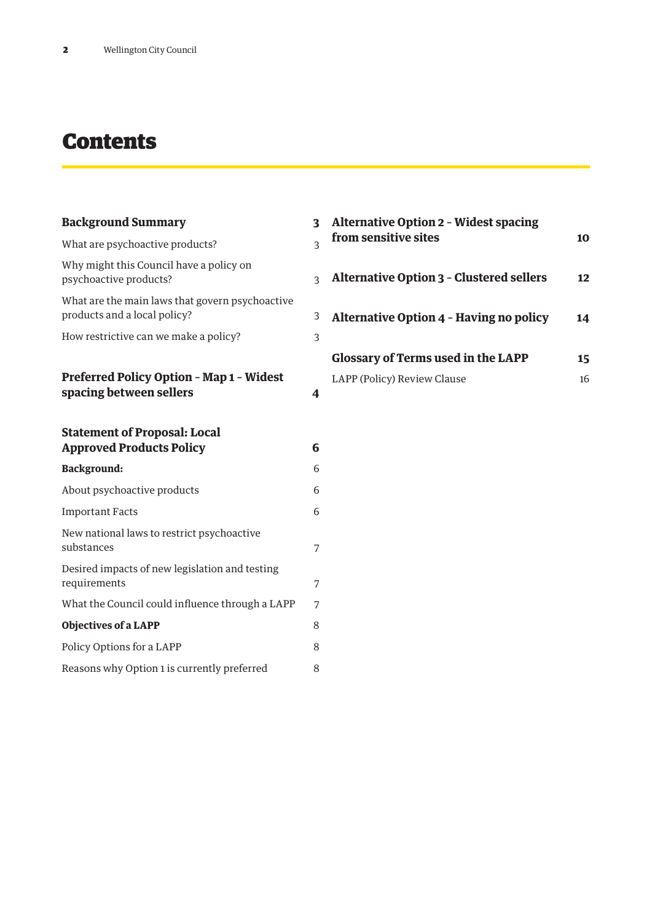# Contents

**Background Summary** 3

What are psychoactive products? 3

Why might this Council have a policy on psychoactive products? 3

What are the main laws that govern psychoactive products and a local policy? 3

How restrictive can we make a policy? 3

**Preferred Policy Option – Map 1 – Widest spacing between sellers** 4

**Statement of Proposal: Local Approved Products Policy** 6

**Background:** 6

About psychoactive products 6

Important Facts 6

New national laws to restrict psychoactive substances 7

Desired impacts of new legislation and testing requirements 7

What the Council could influence through a LAPP 7

**Objectives of a LAPP** 8

Policy Options for a LAPP 8

Reasons why Option 1 is currently preferred 8

**Alternative Option 2 – Widest spacing from sensitive sites** 10

**Alternative Option 3 – Clustered sellers** 12

**Alternative Option 4 – Having no policy** 14

**Glossary of Terms used in the LAPP** 15

LAPP (Policy) Review Clause 16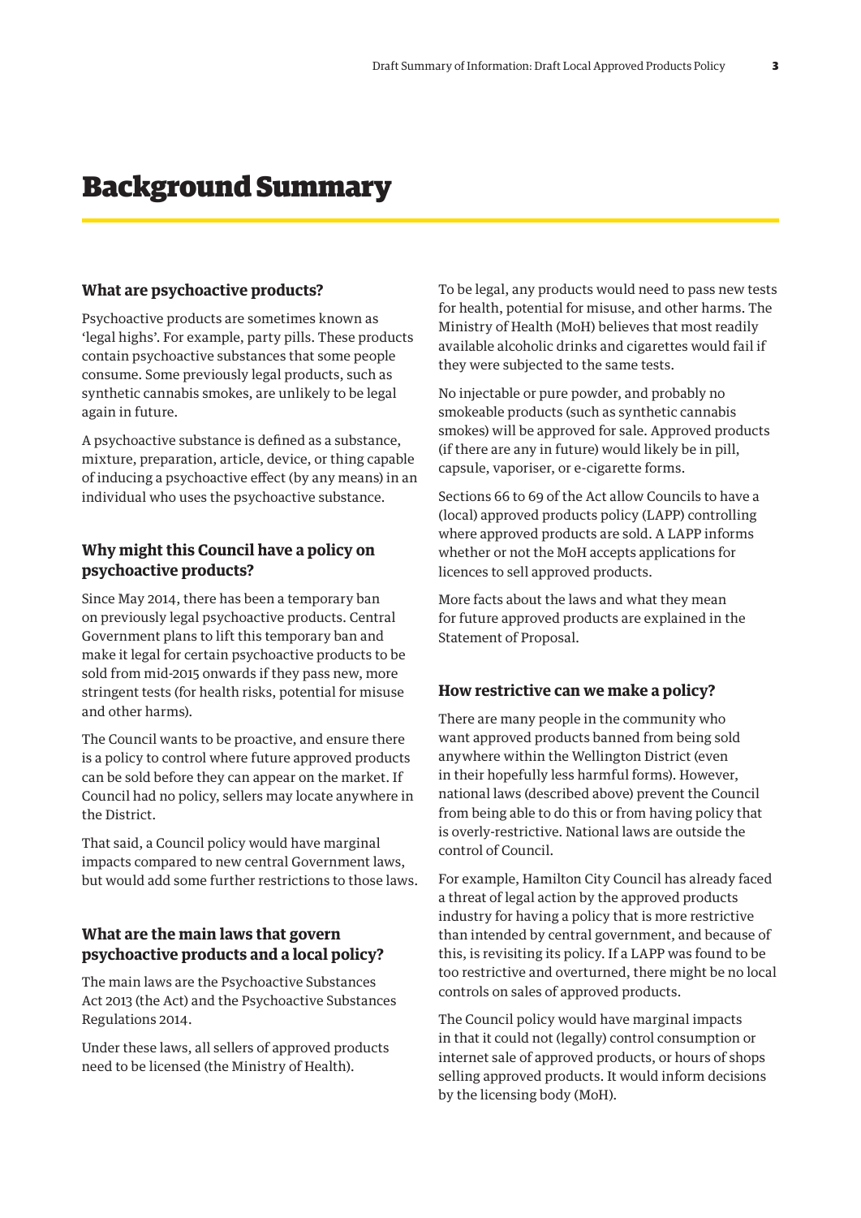# Background Summary

### What are psychoactive products?

Psychoactive products are sometimes known as 'legal highs'. For example, party pills. These products contain psychoactive substances that some people consume. Some previously legal products, such as synthetic cannabis smokes, are unlikely to be legal again in future.

A psychoactive substance is defined as a substance, mixture, preparation, article, device, or thing capable of inducing a psychoactive effect (by any means) in an individual who uses the psychoactive substance.

### Why might this Council have a policy on psychoactive products?

Since May 2014, there has been a temporary ban on previously legal psychoactive products. Central Government plans to lift this temporary ban and make it legal for certain psychoactive products to be sold from mid-2015 onwards if they pass new, more stringent tests (for health risks, potential for misuse and other harms).

The Council wants to be proactive, and ensure there is a policy to control where future approved products can be sold before they can appear on the market. If Council had no policy, sellers may locate anywhere in the District.

That said, a Council policy would have marginal impacts compared to new central Government laws, but would add some further restrictions to those laws.

### What are the main laws that govern psychoactive products and a local policy?

The main laws are the Psychoactive Substances Act 2013 (the Act) and the Psychoactive Substances Regulations 2014.

Under these laws, all sellers of approved products need to be licensed (the Ministry of Health).

To be legal, any products would need to pass new tests for health, potential for misuse, and other harms. The Ministry of Health (MoH) believes that most readily available alcoholic drinks and cigarettes would fail if they were subjected to the same tests.

No injectable or pure powder, and probably no smokeable products (such as synthetic cannabis smokes) will be approved for sale. Approved products (if there are any in future) would likely be in pill, capsule, vaporiser, or e-cigarette forms.

Sections 66 to 69 of the Act allow Councils to have a (local) approved products policy (LAPP) controlling where approved products are sold. A LAPP informs whether or not the MoH accepts applications for licences to sell approved products.

More facts about the laws and what they mean for future approved products are explained in the Statement of Proposal.

### How restrictive can we make a policy?

There are many people in the community who want approved products banned from being sold anywhere within the Wellington District (even in their hopefully less harmful forms). However, national laws (described above) prevent the Council from being able to do this or from having policy that is overly-restrictive. National laws are outside the control of Council.

For example, Hamilton City Council has already faced a threat of legal action by the approved products industry for having a policy that is more restrictive than intended by central government, and because of this, is revisiting its policy. If a LAPP was found to be too restrictive and overturned, there might be no local controls on sales of approved products.

The Council policy would have marginal impacts in that it could not (legally) control consumption or internet sale of approved products, or hours of shops selling approved products. It would inform decisions by the licensing body (MoH).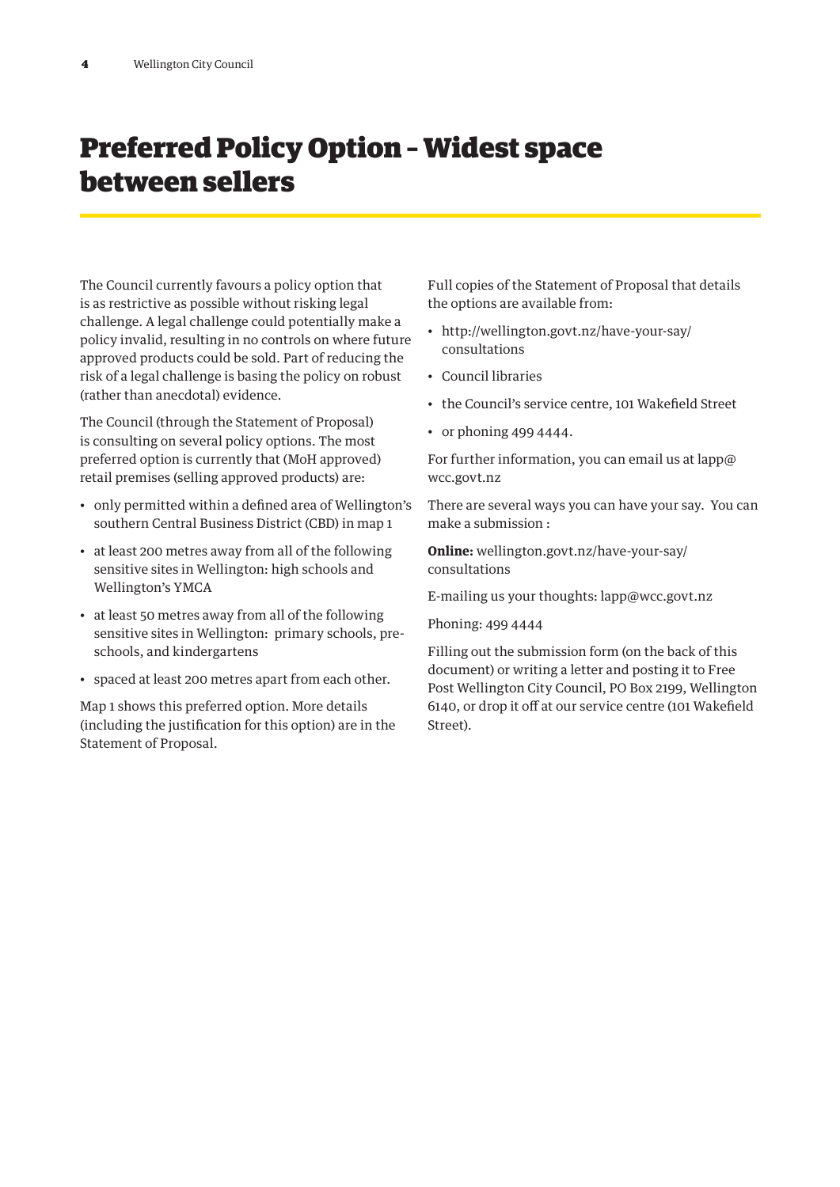# Preferred Policy Option – Widest space between sellers

The Council currently favours a policy option that is as restrictive as possible without risking legal challenge. A legal challenge could potentially make a policy invalid, resulting in no controls on where future approved products could be sold. Part of reducing the risk of a legal challenge is basing the policy on robust (rather than anecdotal) evidence.

The Council (through the Statement of Proposal) is consulting on several policy options. The most preferred option is currently that (MoH approved) retail premises (selling approved products) are:

- only permitted within a defined area of Wellington's southern Central Business District (CBD) in map 1
- at least 200 metres away from all of the following sensitive sites in Wellington: high schools and Wellington's YMCA
- at least 50 metres away from all of the following sensitive sites in Wellington: primary schools, pre-schools, and kindergartens
- spaced at least 200 metres apart from each other.

Map 1 shows this preferred option. More details (including the justification for this option) are in the Statement of Proposal.

Full copies of the Statement of Proposal that details the options are available from:

- http://wellington.govt.nz/have-your-say/consultations
- Council libraries
- the Council's service centre, 101 Wakefield Street
- or phoning 499 4444.

For further information, you can email us at lapp@wcc.govt.nz

There are several ways you can have your say. You can make a submission :

**Online:** wellington.govt.nz/have-your-say/consultations

E-mailing us your thoughts: lapp@wcc.govt.nz

Phoning: 499 4444

Filling out the submission form (on the back of this document) or writing a letter and posting it to Free Post Wellington City Council, PO Box 2199, Wellington 6140, or drop it off at our service centre (101 Wakefield Street).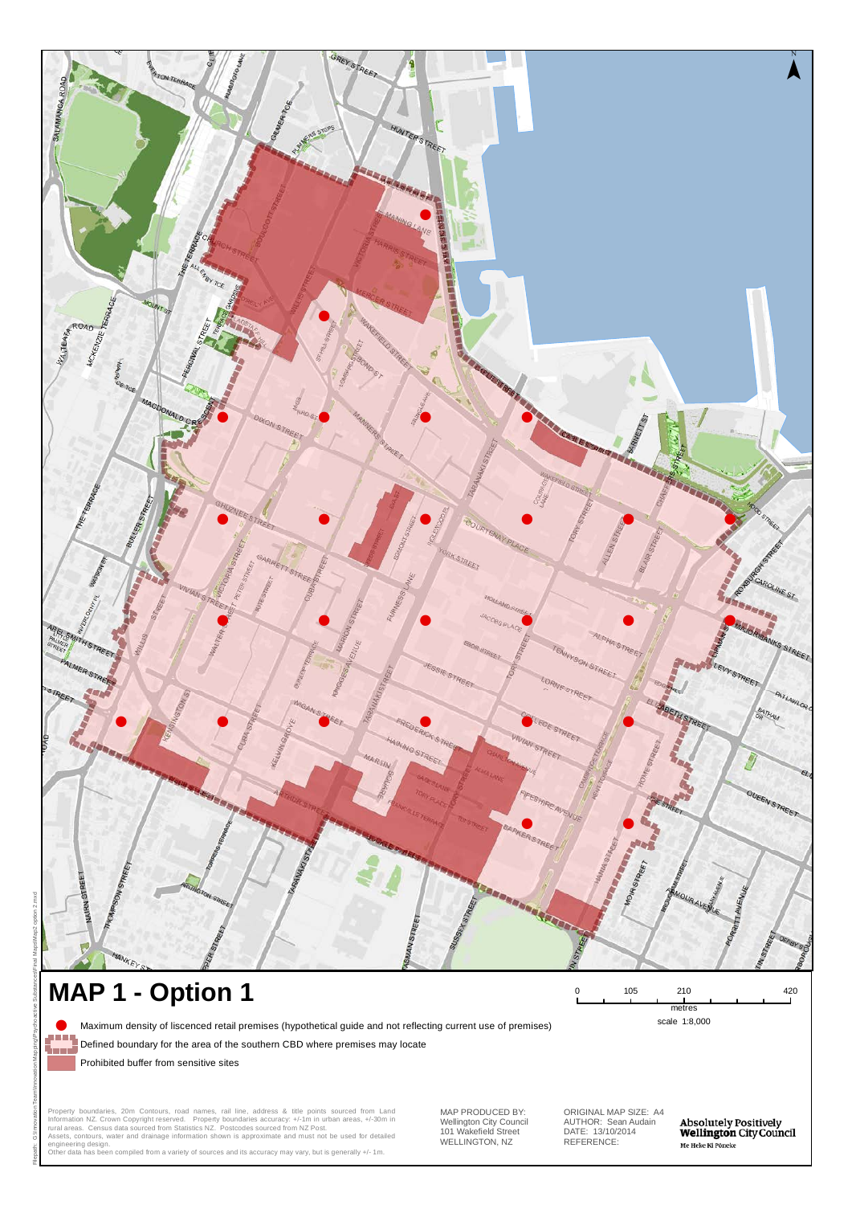# MAP 1 - Option 1

- Maximum density of liscenced retail premises (hypothetical guide and not reflecting current use of premises)
- Defined boundary for the area of the southern CBD where premises may locate
- Prohibited buffer from sensitive sites

0 105 210 420
metres
scale 1:8,000

Property boundaries, 20m Contours, road names, rail line, address & title points sourced from Land Information NZ. Crown Copyright reserved. Property boundaries accuracy: +/-1m in urban areas, +/-30m in rural areas. Census data sourced from Statistics NZ. Postcodes sourced from NZ Post.
Assets, contours, water and drainage information shown is approximate and must not be used for detailed engineering design.
Other data has been compiled from a variety of sources and its accuracy may vary, but is generally +/- 1m.

MAP PRODUCED BY:
Wellington City Council
101 Wakefield Street
WELLINGTON, NZ

ORIGINAL MAP SIZE: A4
AUTHOR: Sean Audain
DATE: 13/10/2014
REFERENCE:

Absolutely Positively Wellington City Council
Me Heke Ki Pōneke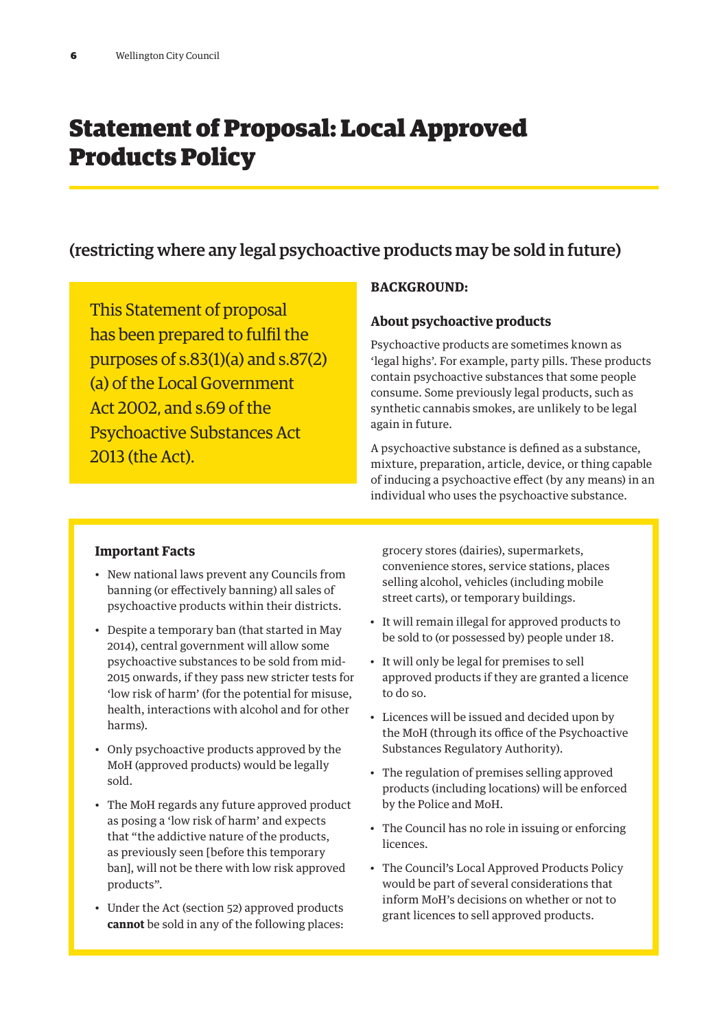# Statement of Proposal: Local Approved Products Policy

## (restricting where any legal psychoactive products may be sold in future)

This Statement of proposal has been prepared to fulfil the purposes of s.83(1)(a) and s.87(2)(a) of the Local Government Act 2002, and s.69 of the Psychoactive Substances Act 2013 (the Act).

**BACKGROUND:**

### About psychoactive products

Psychoactive products are sometimes known as 'legal highs'. For example, party pills. These products contain psychoactive substances that some people consume. Some previously legal products, such as synthetic cannabis smokes, are unlikely to be legal again in future.

A psychoactive substance is defined as a substance, mixture, preparation, article, device, or thing capable of inducing a psychoactive effect (by any means) in an individual who uses the psychoactive substance.

### Important Facts

- New national laws prevent any Councils from banning (or effectively banning) all sales of psychoactive products within their districts.
- Despite a temporary ban (that started in May 2014), central government will allow some psychoactive substances to be sold from mid-2015 onwards, if they pass new stricter tests for 'low risk of harm' (for the potential for misuse, health, interactions with alcohol and for other harms).
- Only psychoactive products approved by the MoH (approved products) would be legally sold.
- The MoH regards any future approved product as posing a 'low risk of harm' and expects that "the addictive nature of the products, as previously seen [before this temporary ban], will not be there with low risk approved products".
- Under the Act (section 52) approved products **cannot** be sold in any of the following places: grocery stores (dairies), supermarkets, convenience stores, service stations, places selling alcohol, vehicles (including mobile street carts), or temporary buildings.
- It will remain illegal for approved products to be sold to (or possessed by) people under 18.
- It will only be legal for premises to sell approved products if they are granted a licence to do so.
- Licences will be issued and decided upon by the MoH (through its office of the Psychoactive Substances Regulatory Authority).
- The regulation of premises selling approved products (including locations) will be enforced by the Police and MoH.
- The Council has no role in issuing or enforcing licences.
- The Council's Local Approved Products Policy would be part of several considerations that inform MoH's decisions on whether or not to grant licences to sell approved products.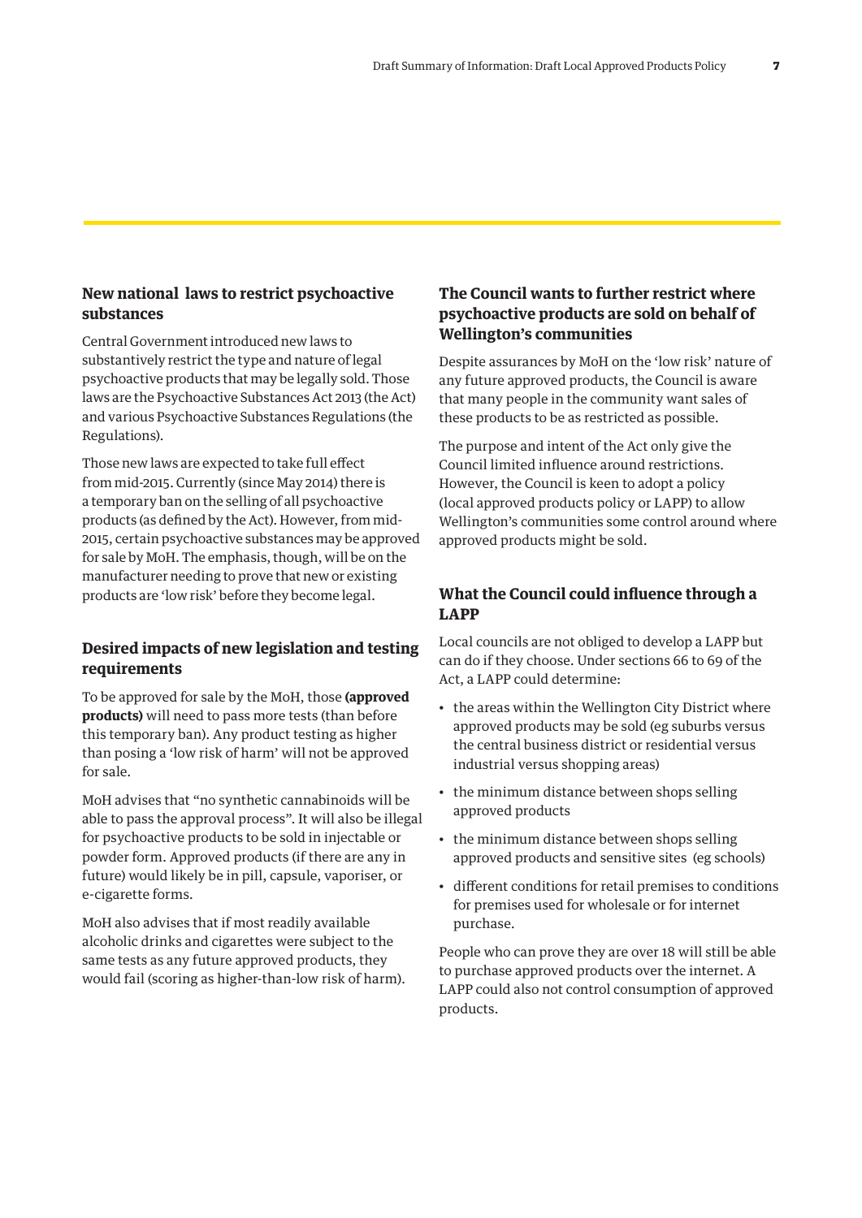## New national laws to restrict psychoactive substances

Central Government introduced new laws to substantively restrict the type and nature of legal psychoactive products that may be legally sold. Those laws are the Psychoactive Substances Act 2013 (the Act) and various Psychoactive Substances Regulations (the Regulations).

Those new laws are expected to take full effect from mid-2015. Currently (since May 2014) there is a temporary ban on the selling of all psychoactive products (as defined by the Act). However, from mid-2015, certain psychoactive substances may be approved for sale by MoH. The emphasis, though, will be on the manufacturer needing to prove that new or existing products are 'low risk' before they become legal.

## Desired impacts of new legislation and testing requirements

To be approved for sale by the MoH, those **(approved products)** will need to pass more tests (than before this temporary ban). Any product testing as higher than posing a 'low risk of harm' will not be approved for sale.

MoH advises that "no synthetic cannabinoids will be able to pass the approval process". It will also be illegal for psychoactive products to be sold in injectable or powder form. Approved products (if there are any in future) would likely be in pill, capsule, vaporiser, or e-cigarette forms.

MoH also advises that if most readily available alcoholic drinks and cigarettes were subject to the same tests as any future approved products, they would fail (scoring as higher-than-low risk of harm).

## The Council wants to further restrict where psychoactive products are sold on behalf of Wellington's communities

Despite assurances by MoH on the 'low risk' nature of any future approved products, the Council is aware that many people in the community want sales of these products to be as restricted as possible.

The purpose and intent of the Act only give the Council limited influence around restrictions. However, the Council is keen to adopt a policy (local approved products policy or LAPP) to allow Wellington's communities some control around where approved products might be sold.

## What the Council could influence through a LAPP

Local councils are not obliged to develop a LAPP but can do if they choose. Under sections 66 to 69 of the Act, a LAPP could determine:

- the areas within the Wellington City District where approved products may be sold (eg suburbs versus the central business district or residential versus industrial versus shopping areas)
- the minimum distance between shops selling approved products
- the minimum distance between shops selling approved products and sensitive sites (eg schools)
- different conditions for retail premises to conditions for premises used for wholesale or for internet purchase.

People who can prove they are over 18 will still be able to purchase approved products over the internet. A LAPP could also not control consumption of approved products.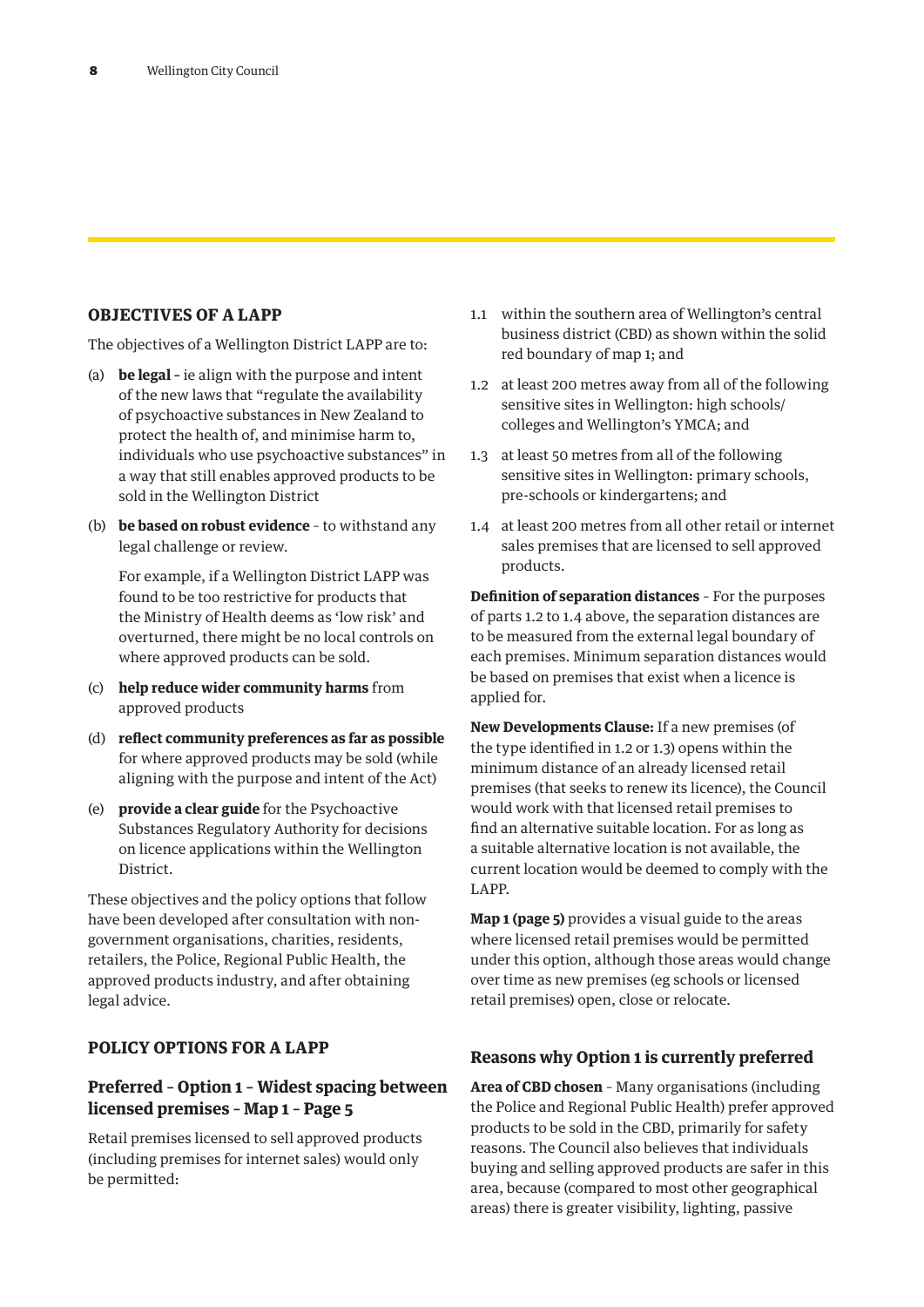## OBJECTIVES OF A LAPP

The objectives of a Wellington District LAPP are to:

(a) **be legal** – ie align with the purpose and intent of the new laws that "regulate the availability of psychoactive substances in New Zealand to protect the health of, and minimise harm to, individuals who use psychoactive substances" in a way that still enables approved products to be sold in the Wellington District

(b) **be based on robust evidence** – to withstand any legal challenge or review.

For example, if a Wellington District LAPP was found to be too restrictive for products that the Ministry of Health deems as 'low risk' and overturned, there might be no local controls on where approved products can be sold.

(c) **help reduce wider community harms** from approved products

(d) **reflect community preferences as far as possible** for where approved products may be sold (while aligning with the purpose and intent of the Act)

(e) **provide a clear guide** for the Psychoactive Substances Regulatory Authority for decisions on licence applications within the Wellington District.

These objectives and the policy options that follow have been developed after consultation with non-government organisations, charities, residents, retailers, the Police, Regional Public Health, the approved products industry, and after obtaining legal advice.

## POLICY OPTIONS FOR A LAPP

### Preferred – Option 1 – Widest spacing between licensed premises – Map 1 – Page 5

Retail premises licensed to sell approved products (including premises for internet sales) would only be permitted:

1.1 within the southern area of Wellington's central business district (CBD) as shown within the solid red boundary of map 1; and

1.2 at least 200 metres away from all of the following sensitive sites in Wellington: high schools/colleges and Wellington's YMCA; and

1.3 at least 50 metres from all of the following sensitive sites in Wellington: primary schools, pre-schools or kindergartens; and

1.4 at least 200 metres from all other retail or internet sales premises that are licensed to sell approved products.

**Definition of separation distances** – For the purposes of parts 1.2 to 1.4 above, the separation distances are to be measured from the external legal boundary of each premises. Minimum separation distances would be based on premises that exist when a licence is applied for.

**New Developments Clause:** If a new premises (of the type identified in 1.2 or 1.3) opens within the minimum distance of an already licensed retail premises (that seeks to renew its licence), the Council would work with that licensed retail premises to find an alternative suitable location. For as long as a suitable alternative location is not available, the current location would be deemed to comply with the LAPP.

**Map 1 (page 5)** provides a visual guide to the areas where licensed retail premises would be permitted under this option, although those areas would change over time as new premises (eg schools or licensed retail premises) open, close or relocate.

### Reasons why Option 1 is currently preferred

**Area of CBD chosen** – Many organisations (including the Police and Regional Public Health) prefer approved products to be sold in the CBD, primarily for safety reasons. The Council also believes that individuals buying and selling approved products are safer in this area, because (compared to most other geographical areas) there is greater visibility, lighting, passive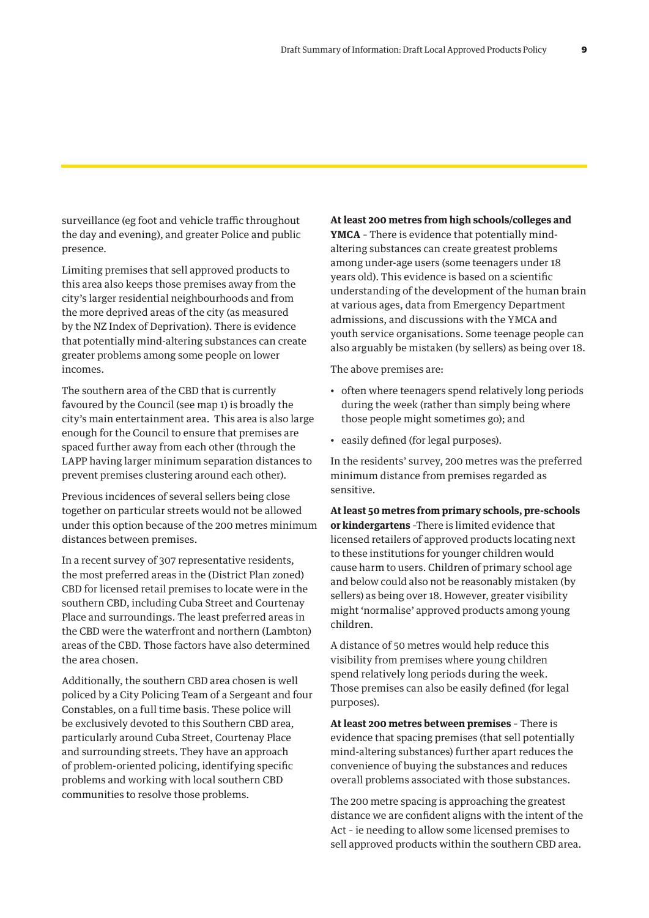surveillance (eg foot and vehicle traffic throughout the day and evening), and greater Police and public presence.

Limiting premises that sell approved products to this area also keeps those premises away from the city's larger residential neighbourhoods and from the more deprived areas of the city (as measured by the NZ Index of Deprivation). There is evidence that potentially mind-altering substances can create greater problems among some people on lower incomes.

The southern area of the CBD that is currently favoured by the Council (see map 1) is broadly the city's main entertainment area. This area is also large enough for the Council to ensure that premises are spaced further away from each other (through the LAPP having larger minimum separation distances to prevent premises clustering around each other).

Previous incidences of several sellers being close together on particular streets would not be allowed under this option because of the 200 metres minimum distances between premises.

In a recent survey of 307 representative residents, the most preferred areas in the (District Plan zoned) CBD for licensed retail premises to locate were in the southern CBD, including Cuba Street and Courtenay Place and surroundings. The least preferred areas in the CBD were the waterfront and northern (Lambton) areas of the CBD. Those factors have also determined the area chosen.

Additionally, the southern CBD area chosen is well policed by a City Policing Team of a Sergeant and four Constables, on a full time basis. These police will be exclusively devoted to this Southern CBD area, particularly around Cuba Street, Courtenay Place and surrounding streets. They have an approach of problem-oriented policing, identifying specific problems and working with local southern CBD communities to resolve those problems.

**At least 200 metres from high schools/colleges and YMCA** – There is evidence that potentially mind-altering substances can create greatest problems among under-age users (some teenagers under 18 years old). This evidence is based on a scientific understanding of the development of the human brain at various ages, data from Emergency Department admissions, and discussions with the YMCA and youth service organisations. Some teenage people can also arguably be mistaken (by sellers) as being over 18.

The above premises are:

- often where teenagers spend relatively long periods during the week (rather than simply being where those people might sometimes go); and
- easily defined (for legal purposes).

In the residents' survey, 200 metres was the preferred minimum distance from premises regarded as sensitive.

**At least 50 metres from primary schools, pre-schools or kindergartens** –There is limited evidence that licensed retailers of approved products locating next to these institutions for younger children would cause harm to users. Children of primary school age and below could also not be reasonably mistaken (by sellers) as being over 18. However, greater visibility might 'normalise' approved products among young children.

A distance of 50 metres would help reduce this visibility from premises where young children spend relatively long periods during the week. Those premises can also be easily defined (for legal purposes).

**At least 200 metres between premises** – There is evidence that spacing premises (that sell potentially mind-altering substances) further apart reduces the convenience of buying the substances and reduces overall problems associated with those substances.

The 200 metre spacing is approaching the greatest distance we are confident aligns with the intent of the Act – ie needing to allow some licensed premises to sell approved products within the southern CBD area.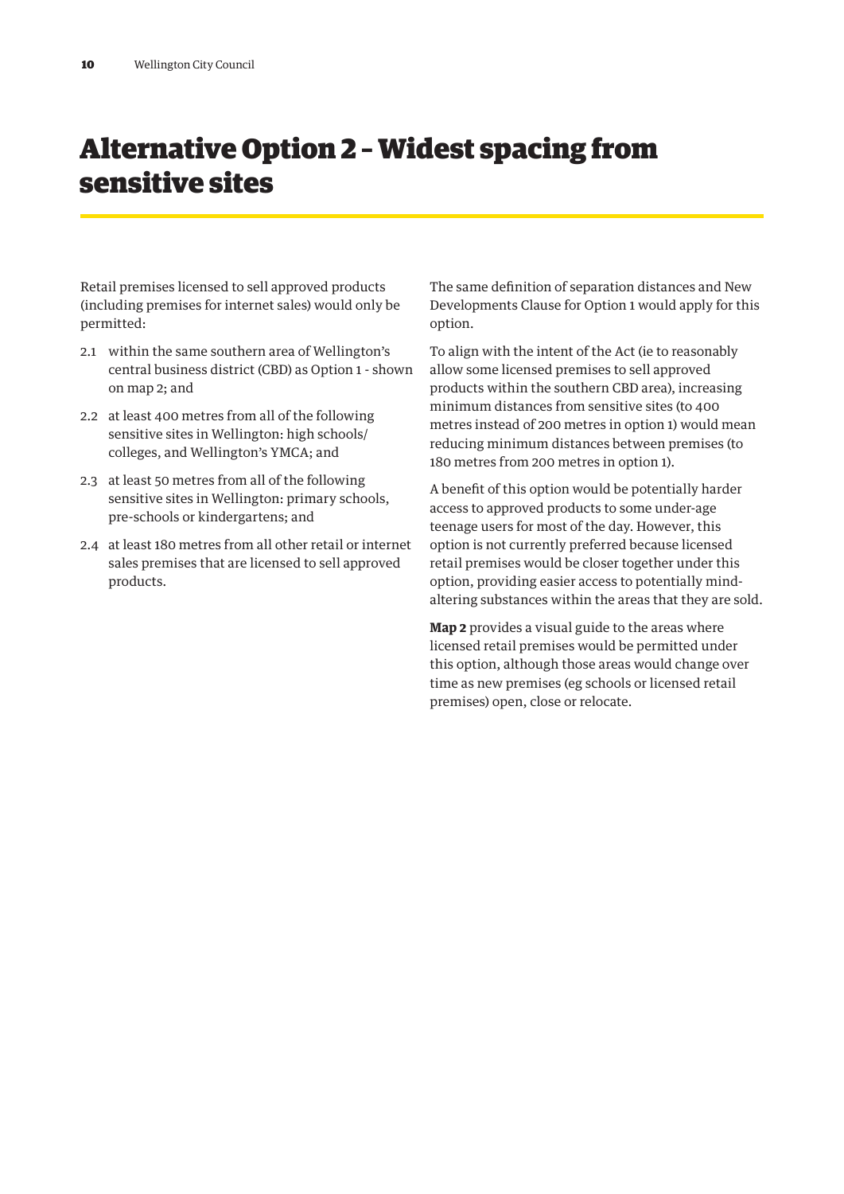# Alternative Option 2 – Widest spacing from sensitive sites

Retail premises licensed to sell approved products (including premises for internet sales) would only be permitted:

2.1 within the same southern area of Wellington's central business district (CBD) as Option 1 - shown on map 2; and

2.2 at least 400 metres from all of the following sensitive sites in Wellington: high schools/ colleges, and Wellington's YMCA; and

2.3 at least 50 metres from all of the following sensitive sites in Wellington: primary schools, pre-schools or kindergartens; and

2.4 at least 180 metres from all other retail or internet sales premises that are licensed to sell approved products.

The same definition of separation distances and New Developments Clause for Option 1 would apply for this option.

To align with the intent of the Act (ie to reasonably allow some licensed premises to sell approved products within the southern CBD area), increasing minimum distances from sensitive sites (to 400 metres instead of 200 metres in option 1) would mean reducing minimum distances between premises (to 180 metres from 200 metres in option 1).

A benefit of this option would be potentially harder access to approved products to some under-age teenage users for most of the day. However, this option is not currently preferred because licensed retail premises would be closer together under this option, providing easier access to potentially mind-altering substances within the areas that they are sold.

**Map 2** provides a visual guide to the areas where licensed retail premises would be permitted under this option, although those areas would change over time as new premises (eg schools or licensed retail premises) open, close or relocate.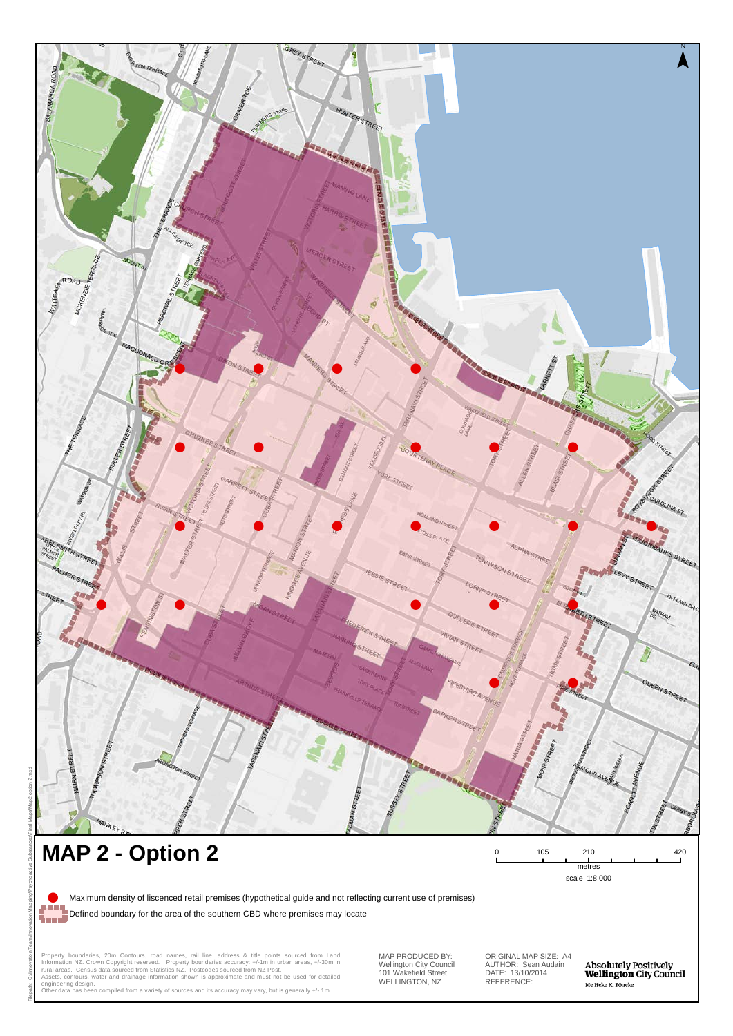# MAP 2 - Option 2

0 105 210 420
metres
scale 1:8,000

Maximum density of liscenced retail premises (hypothetical guide and not reflecting current use of premises)

Defined boundary for the area of the southern CBD where premises may locate

Property boundaries, 20m Contours, road names, rail line, address & title points sourced from Land Information NZ. Crown Copyright reserved. Property boundaries accuracy: +/-1m in urban areas, +/-30m in rural areas. Census data sourced from Statistics NZ. Postcodes sourced from NZ Post.
Assets, contours, water and drainage information shown is approximate and must not be used for detailed engineering design.
Other data has been compiled from a variety of sources and its accuracy may vary, but is generally +/- 1m.

MAP PRODUCED BY:
Wellington City Council
101 Wakefield Street
WELLINGTON, NZ

ORIGINAL MAP SIZE: A4
AUTHOR: Sean Audain
DATE: 13/10/2014
REFERENCE:

Absolutely Positively Wellington City Council
Me Heke Ki Pōneke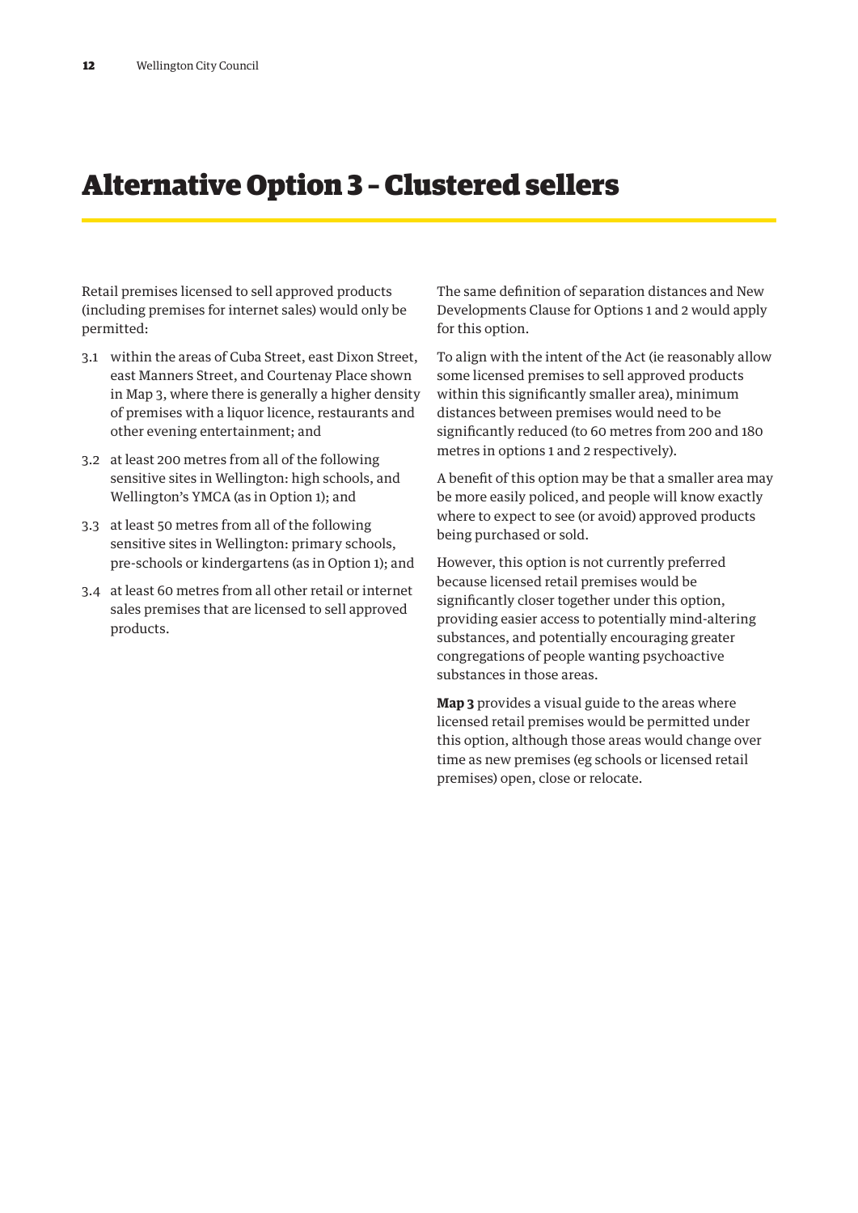# Alternative Option 3 – Clustered sellers

Retail premises licensed to sell approved products (including premises for internet sales) would only be permitted:

3.1 within the areas of Cuba Street, east Dixon Street, east Manners Street, and Courtenay Place shown in Map 3, where there is generally a higher density of premises with a liquor licence, restaurants and other evening entertainment; and

3.2 at least 200 metres from all of the following sensitive sites in Wellington: high schools, and Wellington's YMCA (as in Option 1); and

3.3 at least 50 metres from all of the following sensitive sites in Wellington: primary schools, pre-schools or kindergartens (as in Option 1); and

3.4 at least 60 metres from all other retail or internet sales premises that are licensed to sell approved products.

The same definition of separation distances and New Developments Clause for Options 1 and 2 would apply for this option.

To align with the intent of the Act (ie reasonably allow some licensed premises to sell approved products within this significantly smaller area), minimum distances between premises would need to be significantly reduced (to 60 metres from 200 and 180 metres in options 1 and 2 respectively).

A benefit of this option may be that a smaller area may be more easily policed, and people will know exactly where to expect to see (or avoid) approved products being purchased or sold.

However, this option is not currently preferred because licensed retail premises would be significantly closer together under this option, providing easier access to potentially mind-altering substances, and potentially encouraging greater congregations of people wanting psychoactive substances in those areas.

**Map 3** provides a visual guide to the areas where licensed retail premises would be permitted under this option, although those areas would change over time as new premises (eg schools or licensed retail premises) open, close or relocate.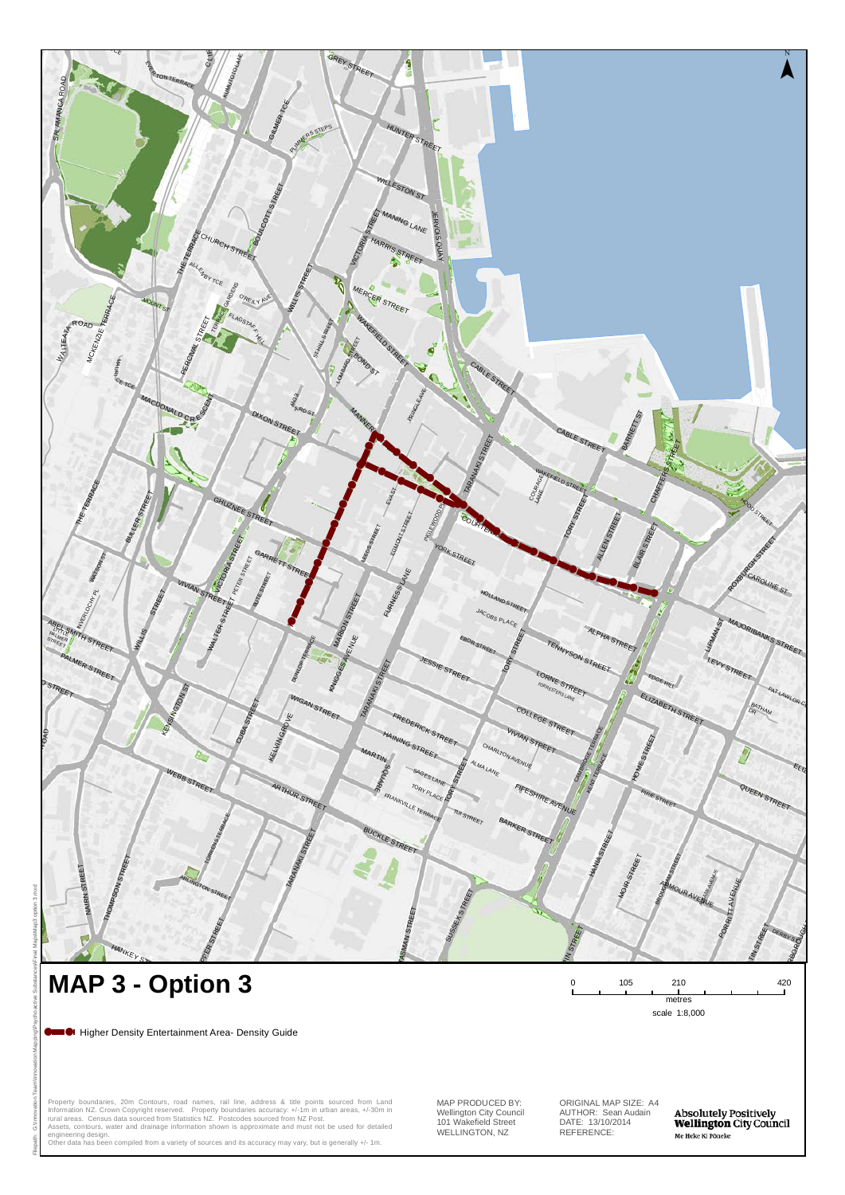# MAP 3 - Option 3

Higher Density Entertainment Area- Density Guide

0 105 210 420
metres
scale 1:8,000

Property boundaries, 20m Contours, road names, rail line, address & title points sourced from Land Information NZ. Crown Copyright reserved. Property boundaries accuracy: +/-1m in urban areas, +/-30m in rural areas. Census data sourced from Statistics NZ. Postcodes sourced from NZ Post.
Assets, contours, water and drainage information shown is approximate and must not be used for detailed engineering design.
Other data has been compiled from a variety of sources and its accuracy may vary, but is generally +/- 1m.

MAP PRODUCED BY:
Wellington City Council
101 Wakefield Street
WELLINGTON, NZ

ORIGINAL MAP SIZE: A4
AUTHOR: Sean Audain
DATE: 13/10/2014
REFERENCE:

Absolutely Positively Wellington City Council
Me Heke Ki Pōneke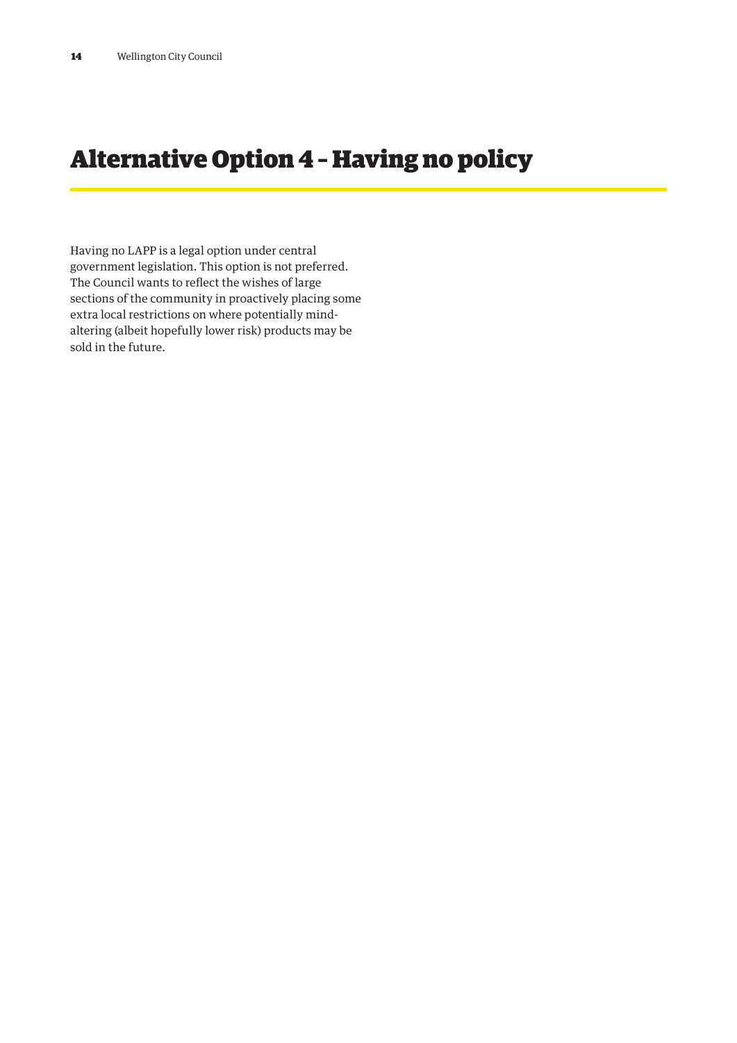# Alternative Option 4 – Having no policy

Having no LAPP is a legal option under central government legislation. This option is not preferred. The Council wants to reflect the wishes of large sections of the community in proactively placing some extra local restrictions on where potentially mind-altering (albeit hopefully lower risk) products may be sold in the future.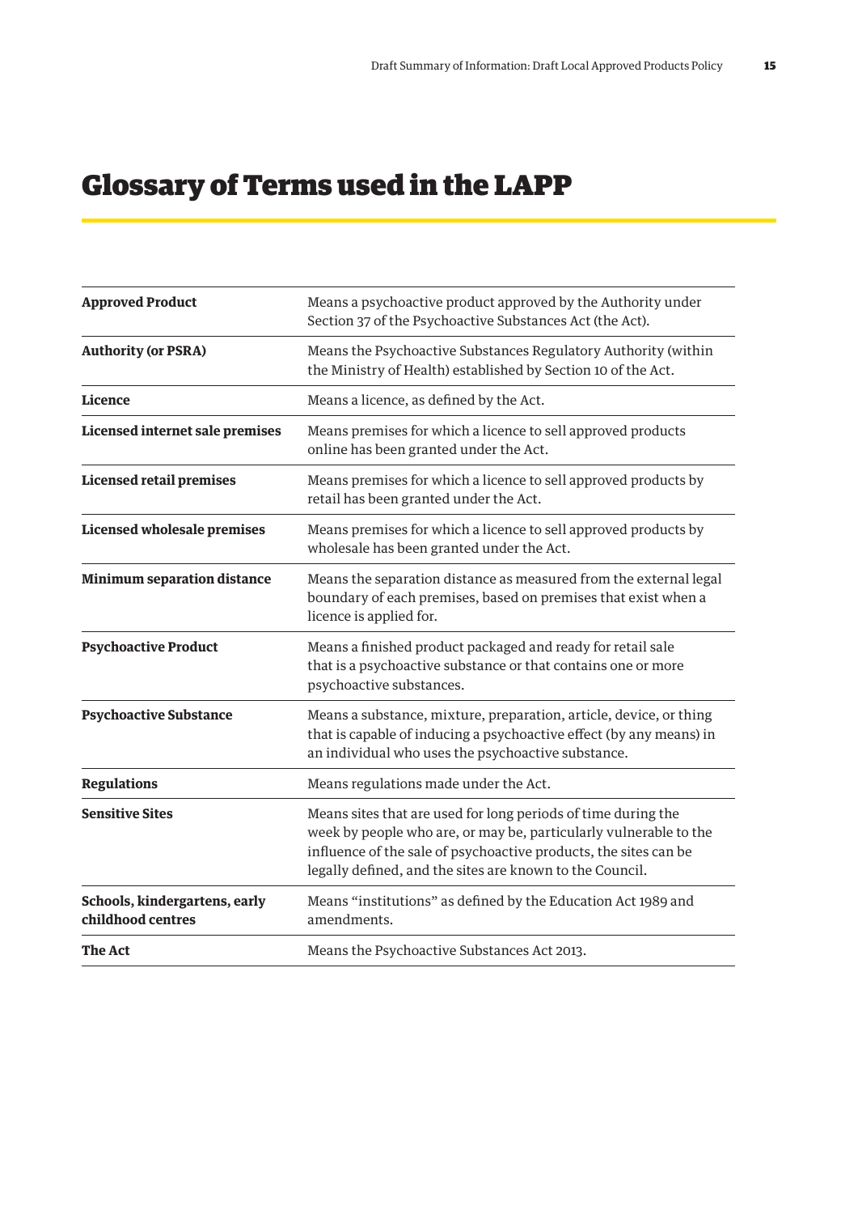# Glossary of Terms used in the LAPP

| Term | Definition |
| --- | --- |
| **Approved Product** | Means a psychoactive product approved by the Authority under Section 37 of the Psychoactive Substances Act (the Act). |
| **Authority (or PSRA)** | Means the Psychoactive Substances Regulatory Authority (within the Ministry of Health) established by Section 10 of the Act. |
| **Licence** | Means a licence, as defined by the Act. |
| **Licensed internet sale premises** | Means premises for which a licence to sell approved products online has been granted under the Act. |
| **Licensed retail premises** | Means premises for which a licence to sell approved products by retail has been granted under the Act. |
| **Licensed wholesale premises** | Means premises for which a licence to sell approved products by wholesale has been granted under the Act. |
| **Minimum separation distance** | Means the separation distance as measured from the external legal boundary of each premises, based on premises that exist when a licence is applied for. |
| **Psychoactive Product** | Means a finished product packaged and ready for retail sale that is a psychoactive substance or that contains one or more psychoactive substances. |
| **Psychoactive Substance** | Means a substance, mixture, preparation, article, device, or thing that is capable of inducing a psychoactive effect (by any means) in an individual who uses the psychoactive substance. |
| **Regulations** | Means regulations made under the Act. |
| **Sensitive Sites** | Means sites that are used for long periods of time during the week by people who are, or may be, particularly vulnerable to the influence of the sale of psychoactive products, the sites can be legally defined, and the sites are known to the Council. |
| **Schools, kindergartens, early childhood centres** | Means "institutions" as defined by the Education Act 1989 and amendments. |
| **The Act** | Means the Psychoactive Substances Act 2013. |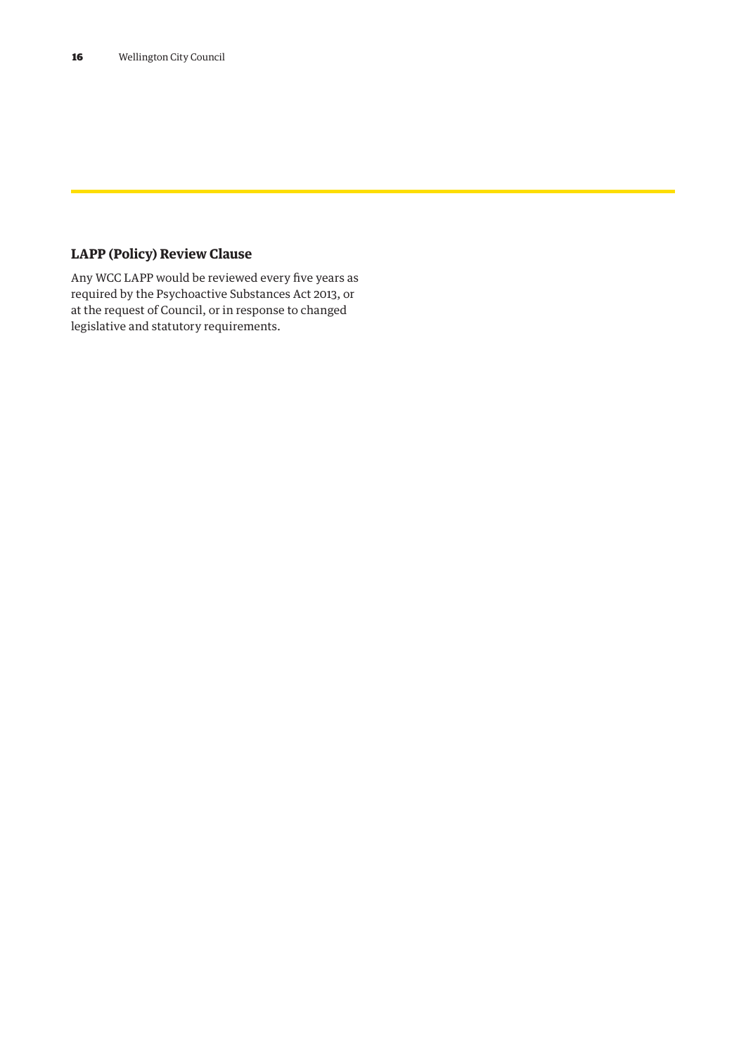## LAPP (Policy) Review Clause

Any WCC LAPP would be reviewed every five years as required by the Psychoactive Substances Act 2013, or at the request of Council, or in response to changed legislative and statutory requirements.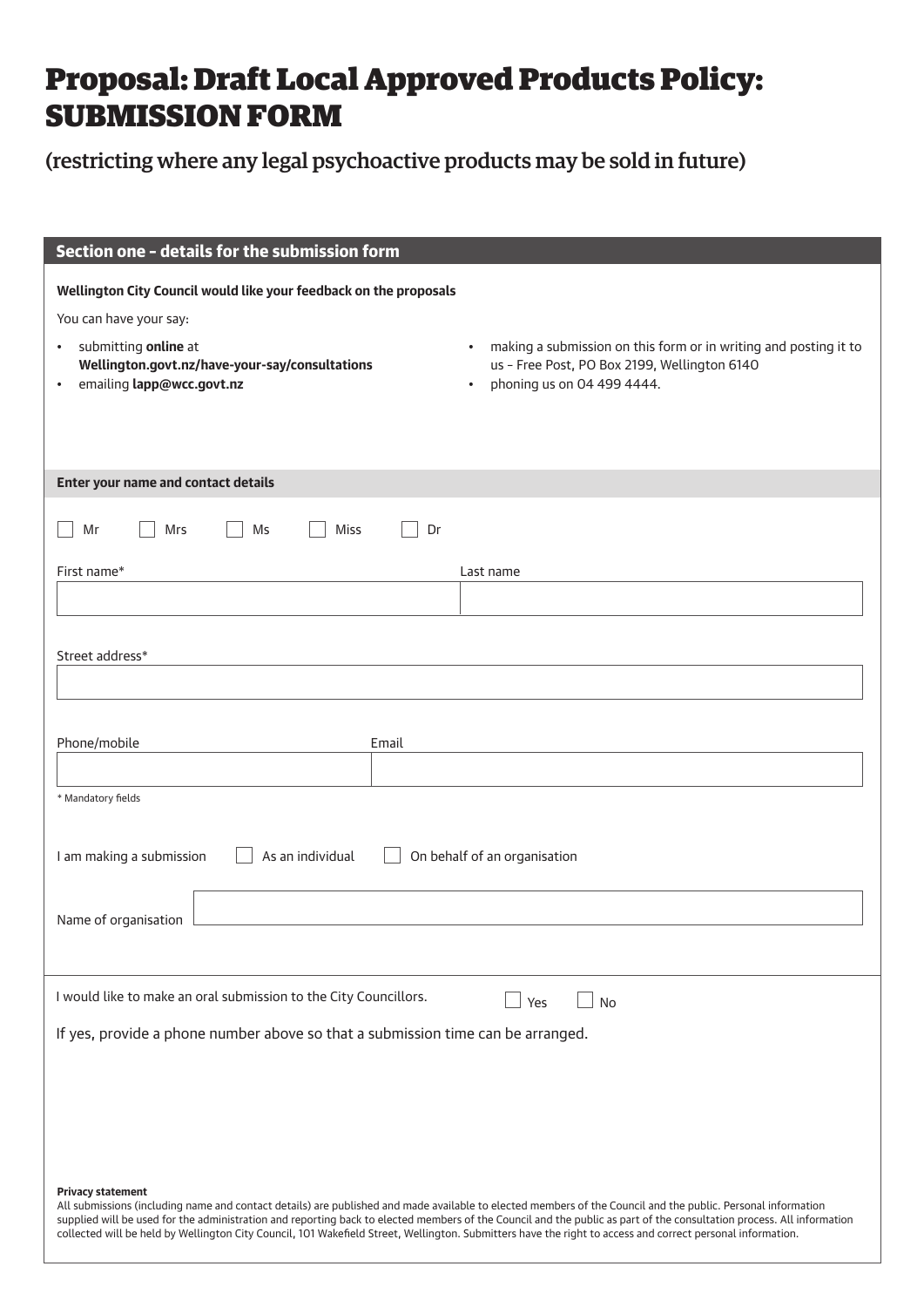# Proposal: Draft Local Approved Products Policy: SUBMISSION FORM

(restricting where any legal psychoactive products may be sold in future)

## Section one – details for the submission form

**Wellington City Council would like your feedback on the proposals**

You can have your say:

- submitting **online** at **Wellington.govt.nz/have-your-say/consultations**
- emailing **lapp@wcc.govt.nz**
- making a submission on this form or in writing and posting it to us – Free Post, PO Box 2199, Wellington 6140
- phoning us on 04 499 4444.

**Enter your name and contact details**

☐ Mr ☐ Mrs ☐ Ms ☐ Miss ☐ Dr

First name*

Last name

Street address*

Phone/mobile

Email

\* Mandatory fields

I am making a submission ☐ As an individual ☐ On behalf of an organisation

Name of organisation

I would like to make an oral submission to the City Councillors. ☐ Yes ☐ No

If yes, provide a phone number above so that a submission time can be arranged.

**Privacy statement**

All submissions (including name and contact details) are published and made available to elected members of the Council and the public. Personal information supplied will be used for the administration and reporting back to elected members of the Council and the public as part of the consultation process. All information collected will be held by Wellington City Council, 101 Wakefield Street, Wellington. Submitters have the right to access and correct personal information.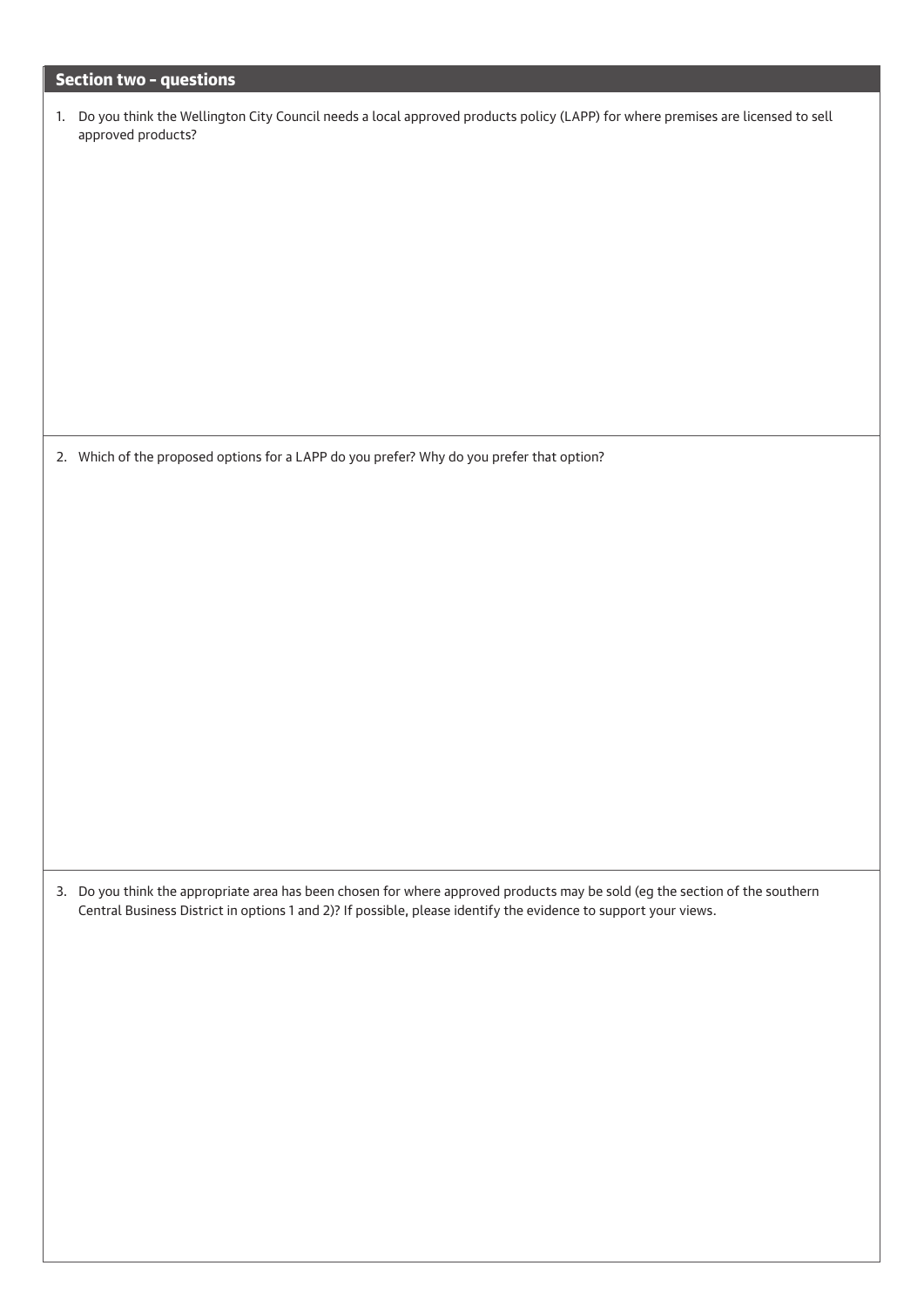## Section two – questions

1. Do you think the Wellington City Council needs a local approved products policy (LAPP) for where premises are licensed to sell approved products?

2. Which of the proposed options for a LAPP do you prefer? Why do you prefer that option?

3. Do you think the appropriate area has been chosen for where approved products may be sold (eg the section of the southern Central Business District in options 1 and 2)? If possible, please identify the evidence to support your views.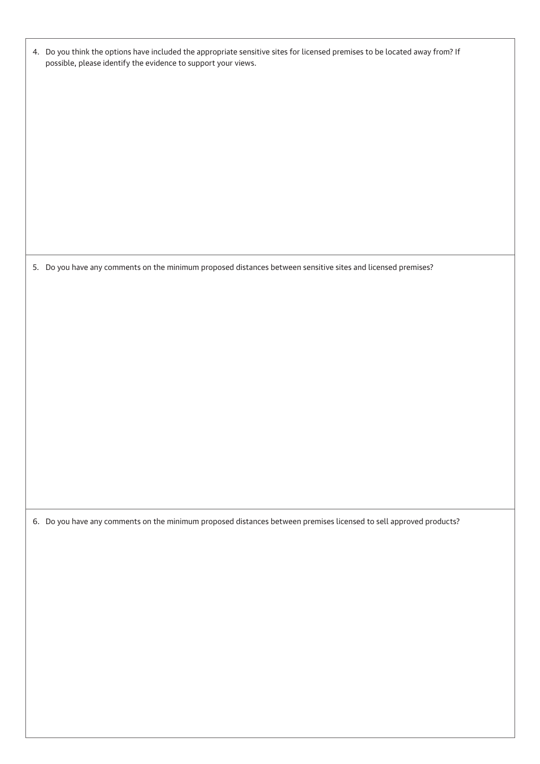4. Do you think the options have included the appropriate sensitive sites for licensed premises to be located away from? If possible, please identify the evidence to support your views.

5. Do you have any comments on the minimum proposed distances between sensitive sites and licensed premises?

6. Do you have any comments on the minimum proposed distances between premises licensed to sell approved products?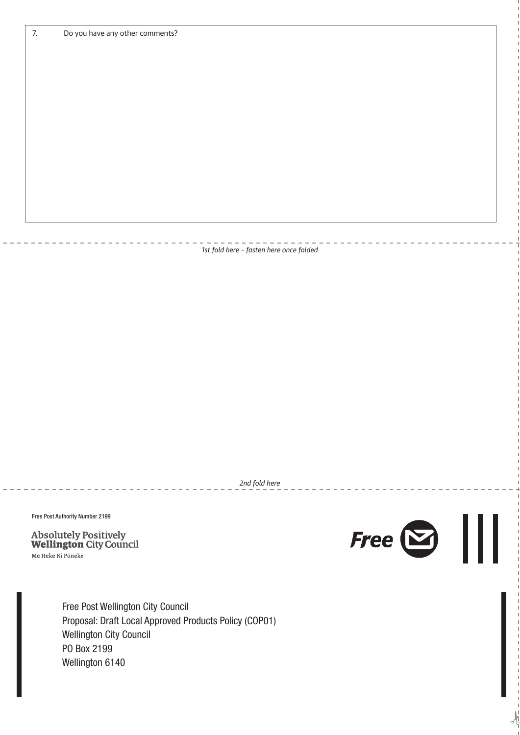7. Do you have any other comments?

*1st fold here – fasten here once folded*

*2nd fold here*

Free Post Authority Number 2199

Absolutely Positively
**Wellington** City Council

Me Heke Ki Pōneke

Free

Free Post Wellington City Council
Proposal: Draft Local Approved Products Policy (COP01)
Wellington City Council
PO Box 2199
Wellington 6140